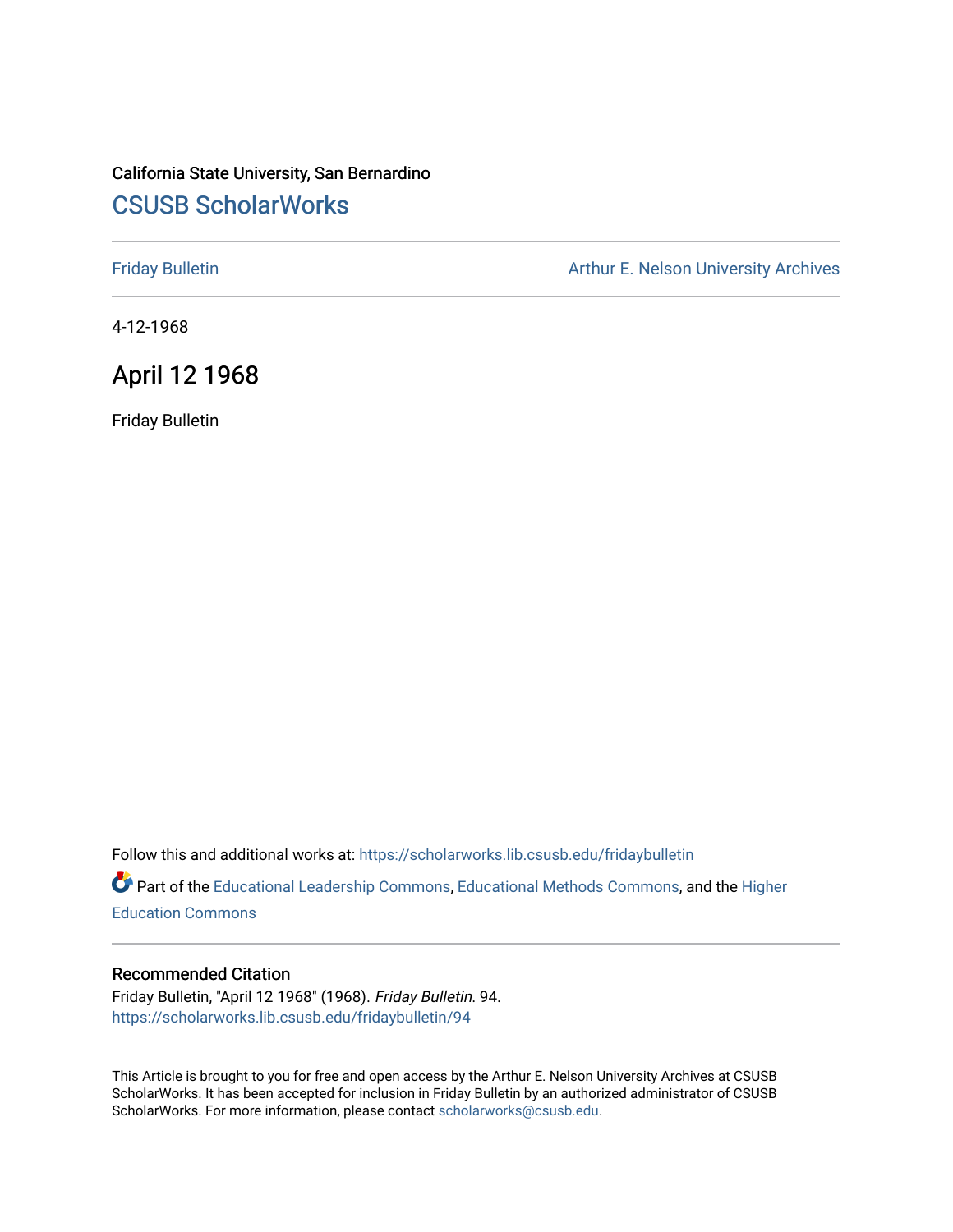California State University, San Bernardino

# CSUSB ScholarWorks

Friday Bulletin

Arthur E. Nelson University Archives

4-12-1968

## April 12 1968

Friday Bulletin

Follow this and additional works at: https://scholarworks.lib.csusb.edu/fridaybulletin

Part of the Educational Leadership Commons, Educational Methods Commons, and the Higher Education Commons

### Recommended Citation

Friday Bulletin, "April 12 1968" (1968). *Friday Bulletin*. 94.
https://scholarworks.lib.csusb.edu/fridaybulletin/94

This Article is brought to you for free and open access by the Arthur E. Nelson University Archives at CSUSB ScholarWorks. It has been accepted for inclusion in Friday Bulletin by an authorized administrator of CSUSB ScholarWorks. For more information, please contact scholarworks@csusb.edu.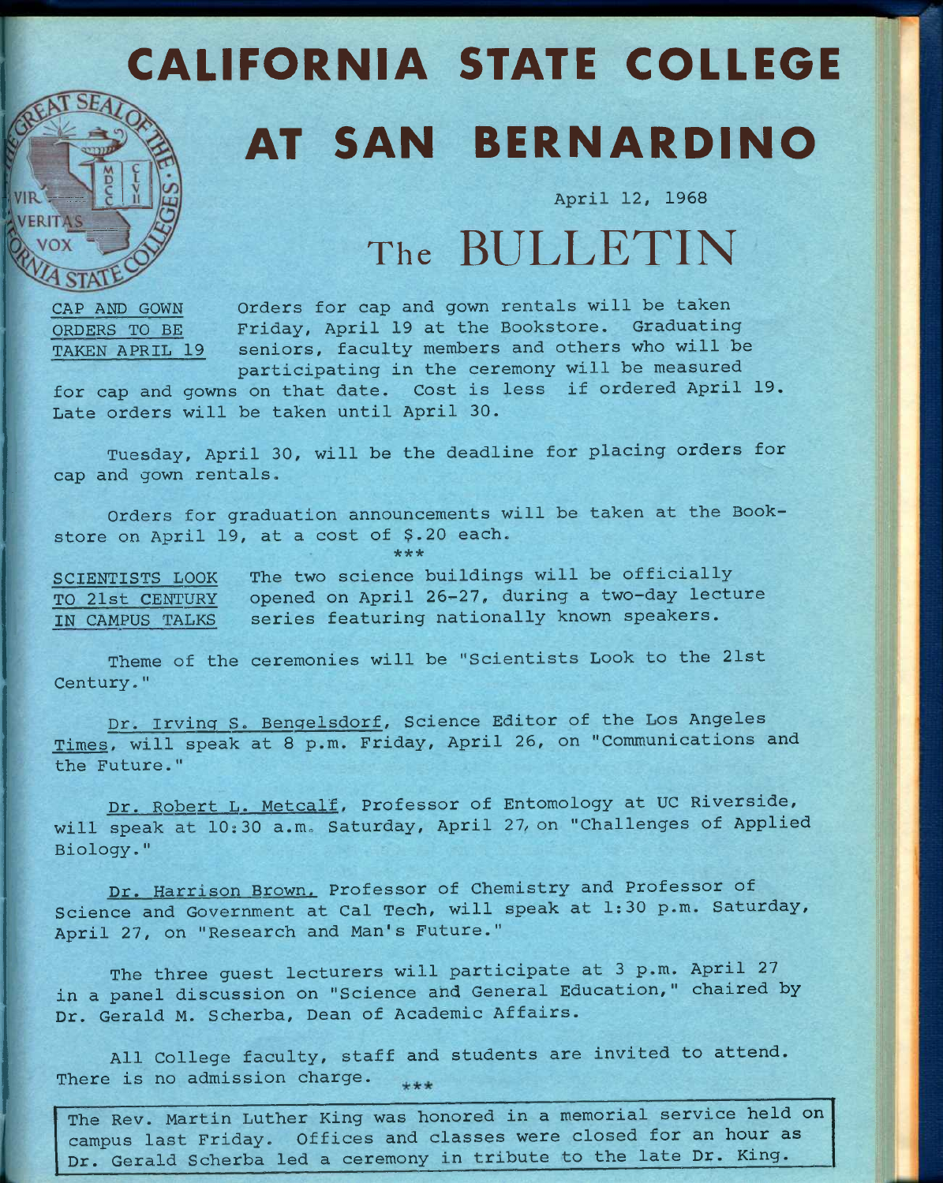# CALIFORNIA STATE COLLEGE AT SAN BERNARDINO

April 12, 1968

# The BULLETIN

**CAP AND GOWN ORDERS TO BE TAKEN APRIL 19**

Orders for cap and gown rentals will be taken Friday, April 19 at the Bookstore. Graduating seniors, faculty members and others who will be participating in the ceremony will be measured for cap and gowns on that date. Cost is less if ordered April 19. Late orders will be taken until April 30.

Tuesday, April 30, will be the deadline for placing orders for cap and gown rentals.

Orders for graduation announcements will be taken at the Bookstore on April 19, at a cost of $.20 each.

\*\*\*

**SCIENTISTS LOOK TO 21st CENTURY IN CAMPUS TALKS**

The two science buildings will be officially opened on April 26-27, during a two-day lecture series featuring nationally known speakers.

Theme of the ceremonies will be "Scientists Look to the 21st Century."

Dr. Irving S. Bengelsdorf, Science Editor of the Los Angeles *Times*, will speak at 8 p.m. Friday, April 26, on "Communications and the Future."

Dr. Robert L. Metcalf, Professor of Entomology at UC Riverside, will speak at 10:30 a.m. Saturday, April 27, on "Challenges of Applied Biology."

Dr. Harrison Brown, Professor of Chemistry and Professor of Science and Government at Cal Tech, will speak at 1:30 p.m. Saturday, April 27, on "Research and Man's Future."

The three guest lecturers will participate at 3 p.m. April 27 in a panel discussion on "Science and General Education," chaired by Dr. Gerald M. Scherba, Dean of Academic Affairs.

All College faculty, staff and students are invited to attend. There is no admission charge.

\*\*\*

The Rev. Martin Luther King was honored in a memorial service held on campus last Friday. Offices and classes were closed for an hour as Dr. Gerald Scherba led a ceremony in tribute to the late Dr. King.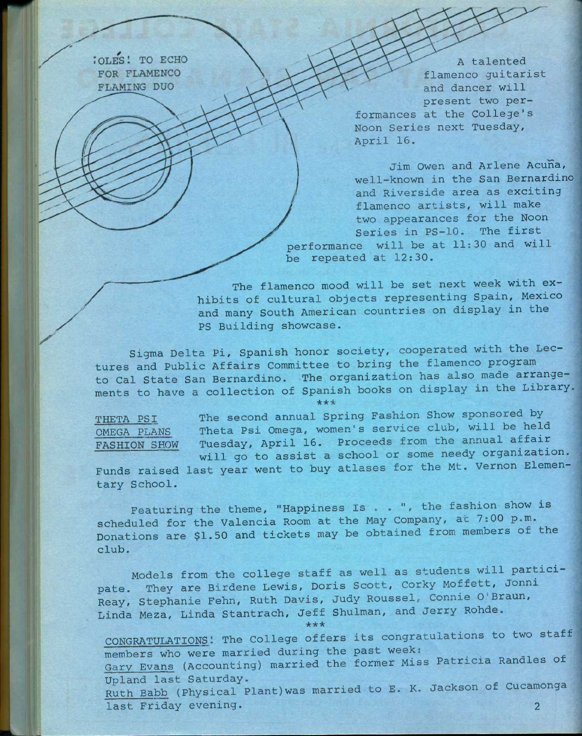## ¡OLÉS! TO ECHO FOR FLAMENCO FLAMING DUO

A talented flamenco guitarist and dancer will present two performances at the College's Noon Series next Tuesday, April 16.

Jim Owen and Arlene Acuña, well-known in the San Bernardino and Riverside area as exciting flamenco artists, will make two appearances for the Noon Series in PS-10. The first performance will be at 11:30 and will be repeated at 12:30.

The flamenco mood will be set next week with exhibits of cultural objects representing Spain, Mexico and many South American countries on display in the PS Building showcase.

Sigma Delta Pi, Spanish honor society, cooperated with the Lectures and Public Affairs Committee to bring the flamenco program to Cal State San Bernardino. The organization has also made arrangements to have a collection of Spanish books on display in the Library.

***

## THETA PSI OMEGA PLANS FASHION SHOW

The second annual Spring Fashion Show sponsored by Theta Psi Omega, women's service club, will be held Tuesday, April 16. Proceeds from the annual affair will go to assist a school or some needy organization. Funds raised last year went to buy atlases for the Mt. Vernon Elementary School.

Featuring the theme, "Happiness Is . . ", the fashion show is scheduled for the Valencia Room at the May Company, at 7:00 p.m. Donations are $1.50 and tickets may be obtained from members of the club.

Models from the college staff as well as students will participate. They are Birdene Lewis, Doris Scott, Corky Moffett, Jonni Reay, Stephanie Fehn, Ruth Davis, Judy Roussel, Connie O'Braun, Linda Meza, Linda Stantrach, Jeff Shulman, and Jerry Rohde.

***

CONGRATULATIONS! The College offers its congratulations to two staff members who were married during the past week:

Gary Evans (Accounting) married the former Miss Patricia Randles of Upland last Saturday.

Ruth Babb (Physical Plant) was married to E. K. Jackson of Cucamonga last Friday evening.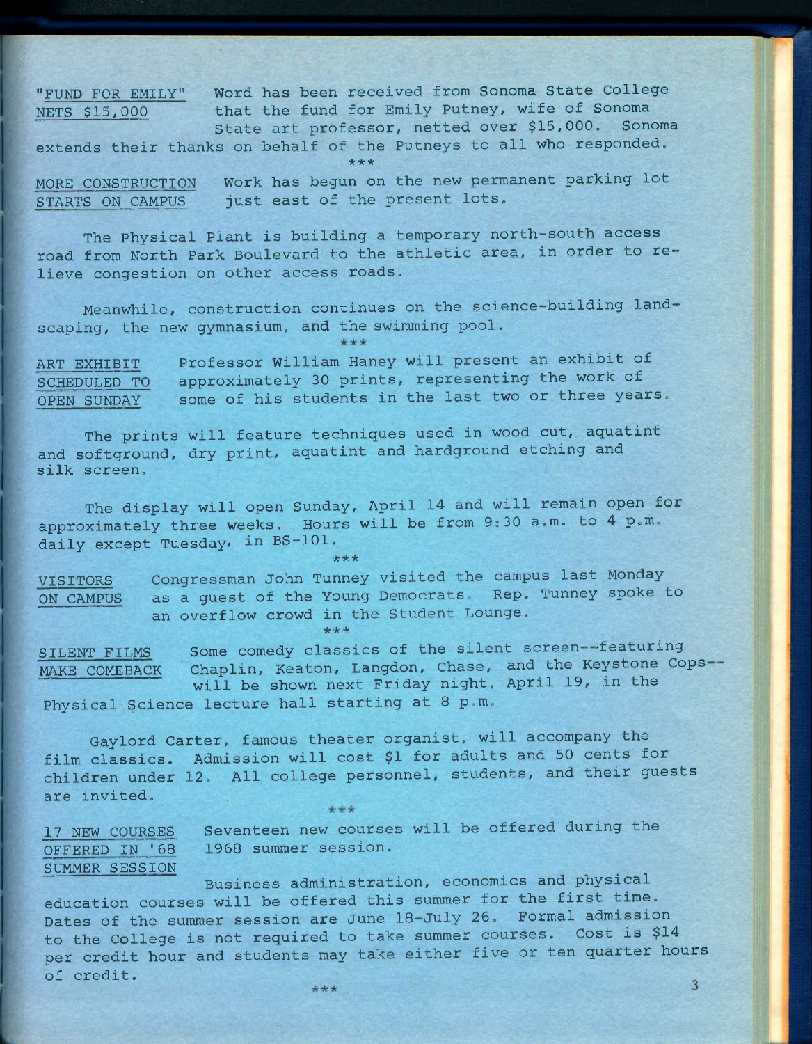**"FUND FOR EMILY" NETS $15,000**

Word has been received from Sonoma State College that the fund for Emily Putney, wife of Sonoma State art professor, netted over $15,000. Sonoma extends their thanks on behalf of the Putneys to all who responded.

\*\*\*

**MORE CONSTRUCTION STARTS ON CAMPUS**

Work has begun on the new permanent parking lot just east of the present lots.

The Physical Plant is building a temporary north-south access road from North Park Boulevard to the athletic area, in order to relieve congestion on other access roads.

Meanwhile, construction continues on the science-building landscaping, the new gymnasium, and the swimming pool.

\*\*\*

**ART EXHIBIT SCHEDULED TO OPEN SUNDAY**

Professor William Haney will present an exhibit of approximately 30 prints, representing the work of some of his students in the last two or three years.

The prints will feature techniques used in wood cut, aquatint and softground, dry print, aquatint and hardground etching and silk screen.

The display will open Sunday, April 14 and will remain open for approximately three weeks. Hours will be from 9:30 a.m. to 4 p.m. daily except Tuesday, in BS-101.

\*\*\*

**VISITORS ON CAMPUS**

Congressman John Tunney visited the campus last Monday as a guest of the Young Democrats. Rep. Tunney spoke to an overflow crowd in the Student Lounge.

\*\*\*

**SILENT FILMS MAKE COMEBACK**

Some comedy classics of the silent screen--featuring Chaplin, Keaton, Langdon, Chase, and the Keystone Cops--will be shown next Friday night, April 19, in the Physical Science lecture hall starting at 8 p.m.

Gaylord Carter, famous theater organist, will accompany the film classics. Admission will cost $1 for adults and 50 cents for children under 12. All college personnel, students, and their guests are invited.

\*\*\*

**17 NEW COURSES OFFERED IN '68 SUMMER SESSION**

Seventeen new courses will be offered during the 1968 summer session.

Business administration, economics and physical education courses will be offered this summer for the first time. Dates of the summer session are June 18-July 26. Formal admission to the College is not required to take summer courses. Cost is $14 per credit hour and students may take either five or ten quarter hours of credit.

\*\*\*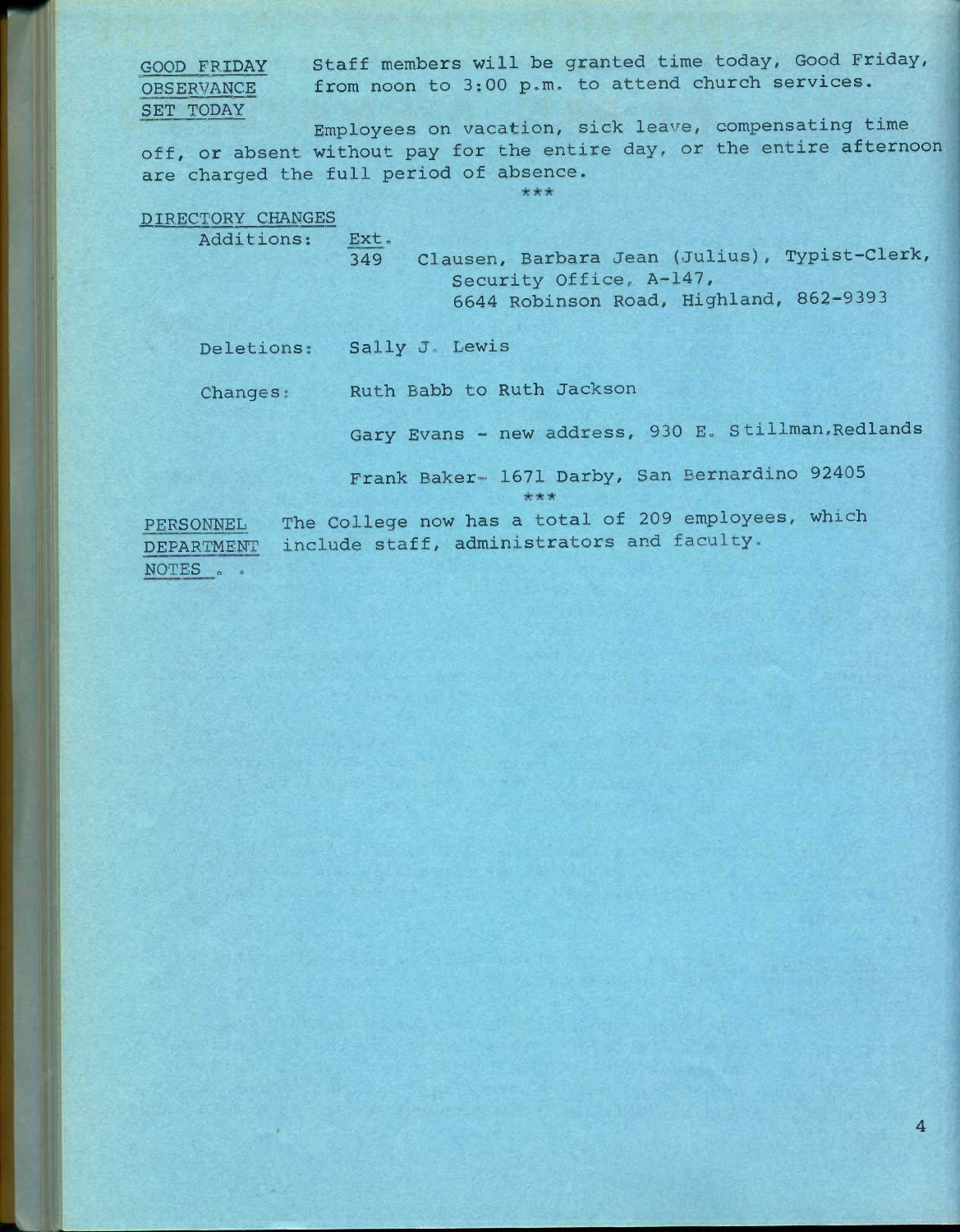**GOOD FRIDAY OBSERVANCE SET TODAY**

Staff members will be granted time today, Good Friday, from noon to 3:00 p.m. to attend church services.

Employees on vacation, sick leave, compensating time off, or absent without pay for the entire day, or the entire afternoon are charged the full period of absence.

***

**DIRECTORY CHANGES**

Additions:

Ext.
349 Clausen, Barbara Jean (Julius), Typist-Clerk, Security Office, A-147, 6644 Robinson Road, Highland, 862-9393

Deletions: Sally J. Lewis

Changes: Ruth Babb to Ruth Jackson

Gary Evans - new address, 930 E. Stillman, Redlands

Frank Baker- 1671 Darby, San Bernardino 92405

***

**PERSONNEL DEPARTMENT NOTES . .**

The College now has a total of 209 employees, which include staff, administrators and faculty.